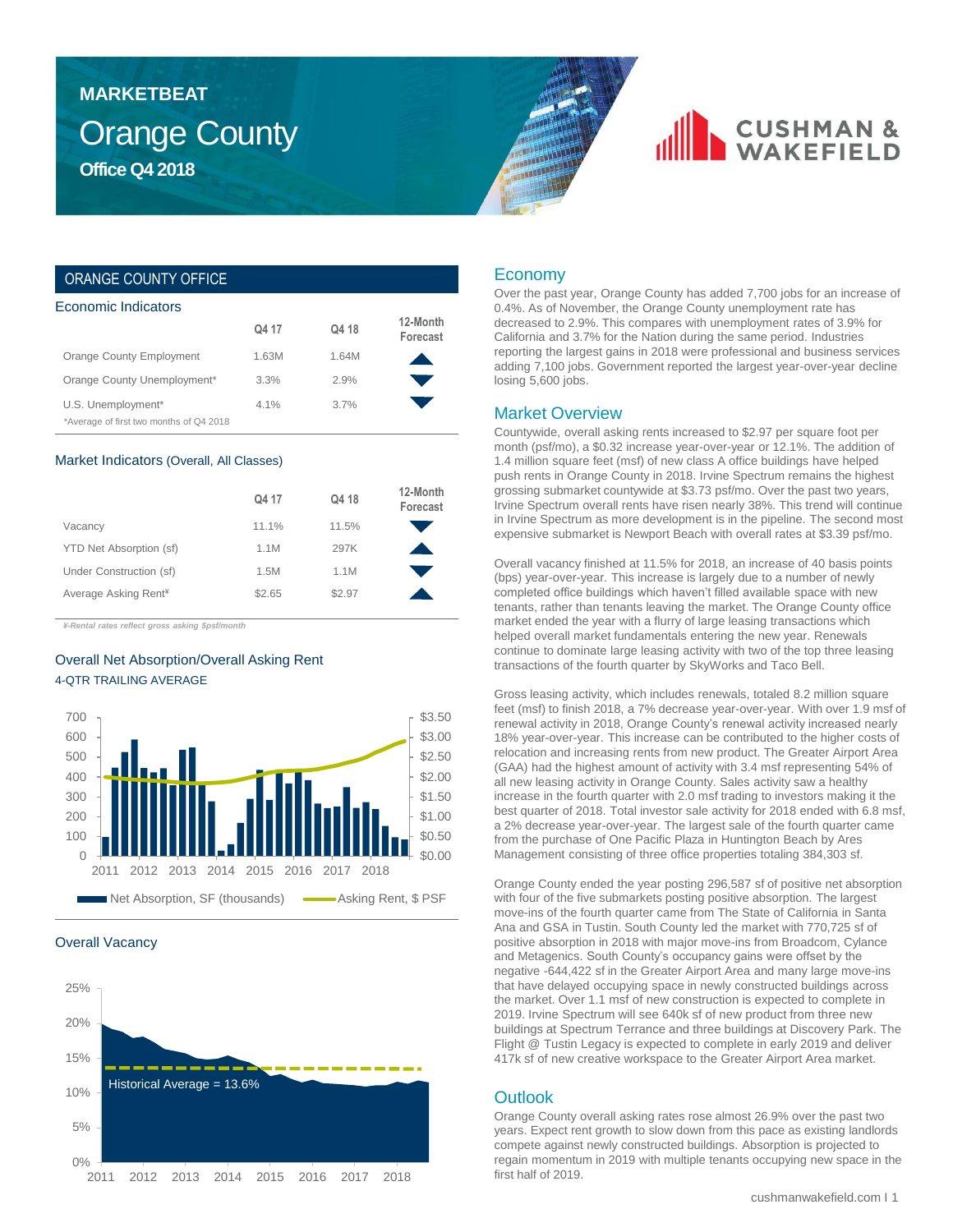# MARKETBEAT

# Orange County

## Office Q4 2018

## ORANGE COUNTY OFFICE

### Economic Indicators

| | Q4 17 | Q4 18 | 12-Month Forecast |
|---|---|---|---|
| Orange County Employment | 1.63M | 1.64M | ▲ |
| Orange County Unemployment* | 3.3% | 2.9% | ▼ |
| U.S. Unemployment* | 4.1% | 3.7% | ▼ |

*Average of first two months of Q4 2018

### Market Indicators (Overall, All Classes)

| | Q4 17 | Q4 18 | 12-Month Forecast |
|---|---|---|---|
| Vacancy | 11.1% | 11.5% | ▼ |
| YTD Net Absorption (sf) | 1.1M | 297K | ▲ |
| Under Construction (sf) | 1.5M | 1.1M | ▼ |
| Average Asking Rent¥ | $2.65 | $2.97 | ▲ |

*¥-Rental rates reflect gross asking $psf/month*

### Overall Net Absorption/Overall Asking Rent

4-QTR TRAILING AVERAGE

Net Absorption, SF (thousands) — Asking Rent, $ PSF

### Overall Vacancy

Historical Average = 13.6%

## Economy

Over the past year, Orange County has added 7,700 jobs for an increase of 0.4%. As of November, the Orange County unemployment rate has decreased to 2.9%. This compares with unemployment rates of 3.9% for California and 3.7% for the Nation during the same period. Industries reporting the largest gains in 2018 were professional and business services adding 7,100 jobs. Government reported the largest year-over-year decline losing 5,600 jobs.

## Market Overview

Countywide, overall asking rents increased to $2.97 per square foot per month (psf/mo), a $0.32 increase year-over-year or 12.1%. The addition of 1.4 million square feet (msf) of new class A office buildings have helped push rents in Orange County in 2018. Irvine Spectrum remains the highest grossing submarket countywide at $3.73 psf/mo. Over the past two years, Irvine Spectrum overall rents have risen nearly 38%. This trend will continue in Irvine Spectrum as more development is in the pipeline. The second most expensive submarket is Newport Beach with overall rates at $3.39 psf/mo.

Overall vacancy finished at 11.5% for 2018, an increase of 40 basis points (bps) year-over-year. This increase is largely due to a number of newly completed office buildings which haven't filled available space with new tenants, rather than tenants leaving the market. The Orange County office market ended the year with a flurry of large leasing transactions which helped overall market fundamentals entering the new year. Renewals continue to dominate large leasing activity with two of the top three leasing transactions of the fourth quarter by SkyWorks and Taco Bell.

Gross leasing activity, which includes renewals, totaled 8.2 million square feet (msf) to finish 2018, a 7% decrease year-over-year. With over 1.9 msf of renewal activity in 2018, Orange County's renewal activity increased nearly 18% year-over-year. This increase can be contributed to the higher costs of relocation and increasing rents from new product. The Greater Airport Area (GAA) had the highest amount of activity with 3.4 msf representing 54% of all new leasing activity in Orange County. Sales activity saw a healthy increase in the fourth quarter with 2.0 msf trading to investors making it the best quarter of 2018. Total investor sale activity for 2018 ended with 6.8 msf, a 2% decrease year-over-year. The largest sale of the fourth quarter came from the purchase of One Pacific Plaza in Huntington Beach by Ares Management consisting of three office properties totaling 384,303 sf.

Orange County ended the year posting 296,587 sf of positive net absorption with four of the five submarkets posting positive absorption. The largest move-ins of the fourth quarter came from The State of California in Santa Ana and GSA in Tustin. South County led the market with 770,725 sf of positive absorption in 2018 with major move-ins from Broadcom, Cylance and Metagenics. South County's occupancy gains were offset by the negative -644,422 sf in the Greater Airport Area and many large move-ins that have delayed occupying space in newly constructed buildings across the market. Over 1.1 msf of new construction is expected to complete in 2019. Irvine Spectrum will see 640k sf of new product from three new buildings at Spectrum Terrace and three buildings at Discovery Park. The Flight @ Tustin Legacy is expected to complete in early 2019 and deliver 417k sf of new creative workspace to the Greater Airport Area market.

## Outlook

Orange County overall asking rates rose almost 26.9% over the past two years. Expect rent growth to slow down from this pace as existing landlords compete against newly constructed buildings. Absorption is projected to regain momentum in 2019 with multiple tenants occupying new space in the first half of 2019.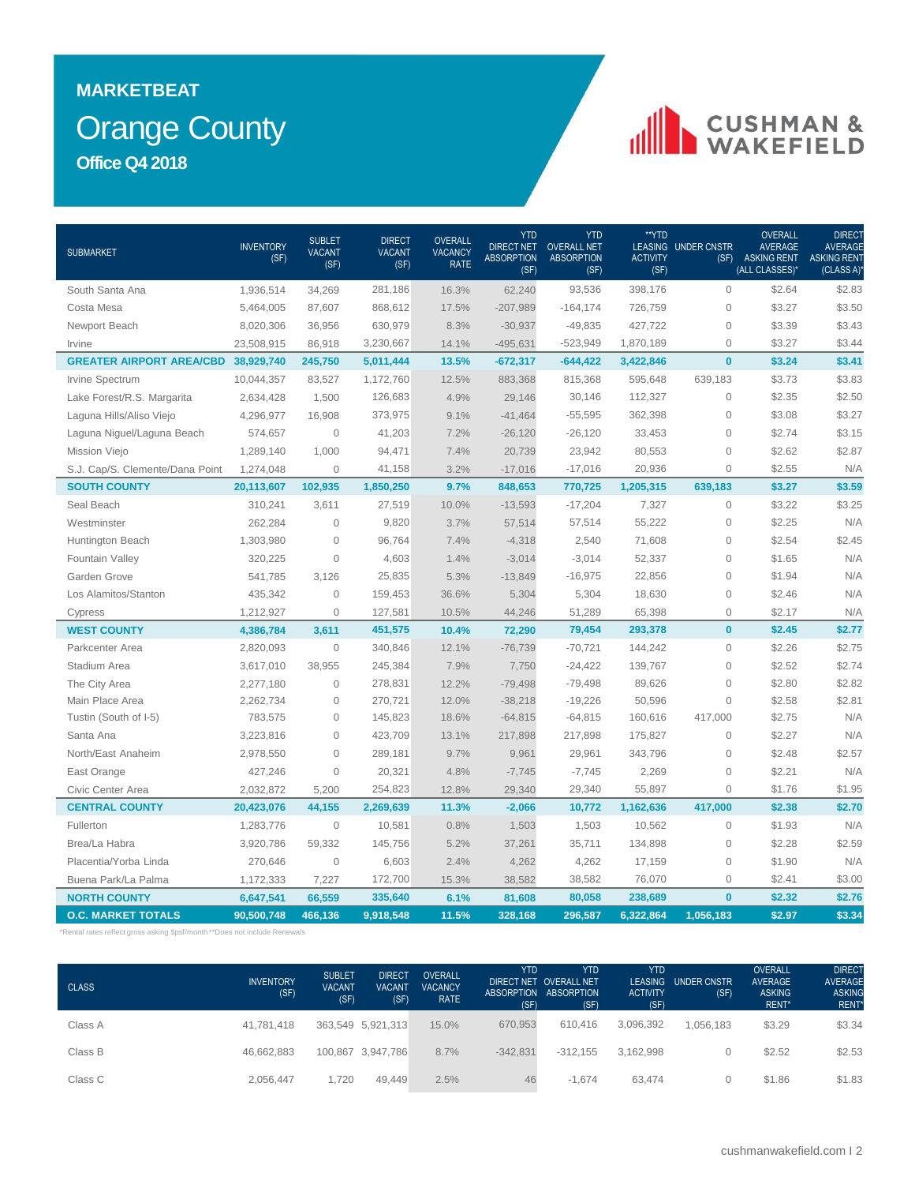# MARKETBEAT

# Orange County

## Office Q4 2018

| SUBMARKET | INVENTORY (SF) | SUBLET VACANT (SF) | DIRECT VACANT (SF) | OVERALL VACANCY RATE | YTD DIRECT NET ABSORPTION (SF) | YTD OVERALL NET ABSORPTION (SF) | **YTD LEASING ACTIVITY (SF) | UNDER CNSTR (SF) | OVERALL AVERAGE ASKING RENT (ALL CLASSES)* | DIRECT AVERAGE ASKING RENT (CLASS A)* |
|---|---|---|---|---|---|---|---|---|---|---|
| South Santa Ana | 1,936,514 | 34,269 | 281,186 | 16.3% | 62,240 | 93,536 | 398,176 | 0 | $2.64 | $2.83 |
| Costa Mesa | 5,464,005 | 87,607 | 868,612 | 17.5% | -207,989 | -164,174 | 726,759 | 0 | $3.27 | $3.50 |
| Newport Beach | 8,020,306 | 36,956 | 630,979 | 8.3% | -30,937 | -49,835 | 427,722 | 0 | $3.39 | $3.43 |
| Irvine | 23,508,915 | 86,918 | 3,230,667 | 14.1% | -495,631 | -523,949 | 1,870,189 | 0 | $3.27 | $3.44 |
| **GREATER AIRPORT AREA/CBD** | **38,929,740** | **245,750** | **5,011,444** | **13.5%** | **-672,317** | **-644,422** | **3,422,846** | **0** | **$3.24** | **$3.41** |
| Irvine Spectrum | 10,044,357 | 83,527 | 1,172,760 | 12.5% | 883,368 | 815,368 | 595,648 | 639,183 | $3.73 | $3.83 |
| Lake Forest/R.S. Margarita | 2,634,428 | 1,500 | 126,683 | 4.9% | 29,146 | 30,146 | 112,327 | 0 | $2.35 | $2.50 |
| Laguna Hills/Aliso Viejo | 4,296,977 | 16,908 | 373,975 | 9.1% | -41,464 | -55,595 | 362,398 | 0 | $3.08 | $3.27 |
| Laguna Niguel/Laguna Beach | 574,657 | 0 | 41,203 | 7.2% | -26,120 | -26,120 | 33,453 | 0 | $2.74 | $3.15 |
| Mission Viejo | 1,289,140 | 1,000 | 94,471 | 7.4% | 20,739 | 23,942 | 80,553 | 0 | $2.62 | $2.87 |
| S.J. Cap/S. Clemente/Dana Point | 1,274,048 | 0 | 41,158 | 3.2% | -17,016 | -17,016 | 20,936 | 0 | $2.55 | N/A |
| **SOUTH COUNTY** | **20,113,607** | **102,935** | **1,850,250** | **9.7%** | **848,653** | **770,725** | **1,205,315** | **639,183** | **$3.27** | **$3.59** |
| Seal Beach | 310,241 | 3,611 | 27,519 | 10.0% | -13,593 | -17,204 | 7,327 | 0 | $3.22 | $3.25 |
| Westminster | 262,284 | 0 | 9,820 | 3.7% | 57,514 | 57,514 | 55,222 | 0 | $2.25 | N/A |
| Huntington Beach | 1,303,980 | 0 | 96,764 | 7.4% | -4,318 | 2,540 | 71,608 | 0 | $2.54 | $2.45 |
| Fountain Valley | 320,225 | 0 | 4,603 | 1.4% | -3,014 | -3,014 | 52,337 | 0 | $1.65 | N/A |
| Garden Grove | 541,785 | 3,126 | 25,835 | 5.3% | -13,849 | -16,975 | 22,856 | 0 | $1.94 | N/A |
| Los Alamitos/Stanton | 435,342 | 0 | 159,453 | 36.6% | 5,304 | 5,304 | 18,630 | 0 | $2.46 | N/A |
| Cypress | 1,212,927 | 0 | 127,581 | 10.5% | 44,246 | 51,289 | 65,398 | 0 | $2.17 | N/A |
| **WEST COUNTY** | **4,386,784** | **3,611** | **451,575** | **10.4%** | **72,290** | **79,454** | **293,378** | **0** | **$2.45** | **$2.77** |
| Parkcenter Area | 2,820,093 | 0 | 340,846 | 12.1% | -76,739 | -70,721 | 144,242 | 0 | $2.26 | $2.75 |
| Stadium Area | 3,617,010 | 38,955 | 245,384 | 7.9% | 7,750 | -24,422 | 139,767 | 0 | $2.52 | $2.74 |
| The City Area | 2,277,180 | 0 | 278,831 | 12.2% | -79,498 | -79,498 | 89,626 | 0 | $2.80 | $2.82 |
| Main Place Area | 2,262,734 | 0 | 270,721 | 12.0% | -38,218 | -19,226 | 50,596 | 0 | $2.58 | $2.81 |
| Tustin (South of I-5) | 783,575 | 0 | 145,823 | 18.6% | -64,815 | -64,815 | 160,616 | 417,000 | $2.75 | N/A |
| Santa Ana | 3,223,816 | 0 | 423,709 | 13.1% | 217,898 | 217,898 | 175,827 | 0 | $2.27 | N/A |
| North/East Anaheim | 2,978,550 | 0 | 289,181 | 9.7% | 9,961 | 29,961 | 343,796 | 0 | $2.48 | $2.57 |
| East Orange | 427,246 | 0 | 20,321 | 4.8% | -7,745 | -7,745 | 2,269 | 0 | $2.21 | N/A |
| Civic Center Area | 2,032,872 | 5,200 | 254,823 | 12.8% | 29,340 | 29,340 | 55,897 | 0 | $1.76 | $1.95 |
| **CENTRAL COUNTY** | **20,423,076** | **44,155** | **2,269,639** | **11.3%** | **-2,066** | **10,772** | **1,162,636** | **417,000** | **$2.38** | **$2.70** |
| Fullerton | 1,283,776 | 0 | 10,581 | 0.8% | 1,503 | 1,503 | 10,562 | 0 | $1.93 | N/A |
| Brea/La Habra | 3,920,786 | 59,332 | 145,756 | 5.2% | 37,261 | 35,711 | 134,898 | 0 | $2.28 | $2.59 |
| Placentia/Yorba Linda | 270,646 | 0 | 6,603 | 2.4% | 4,262 | 4,262 | 17,159 | 0 | $1.90 | N/A |
| Buena Park/La Palma | 1,172,333 | 7,227 | 172,700 | 15.3% | 38,582 | 38,582 | 76,070 | 0 | $2.41 | $3.00 |
| **NORTH COUNTY** | **6,647,541** | **66,559** | **335,640** | **6.1%** | **81,608** | **80,058** | **238,689** | **0** | **$2.32** | **$2.76** |
| **O.C. MARKET TOTALS** | **90,500,748** | **466,136** | **9,918,548** | **11.5%** | **328,168** | **296,587** | **6,322,864** | **1,056,183** | **$2.97** | **$3.34** |

*Rental rates reflect gross asking $psf/month **Does not include Renewals

| CLASS | INVENTORY (SF) | SUBLET VACANT (SF) | DIRECT VACANT (SF) | OVERALL VACANCY RATE | YTD DIRECT NET ABSORPTION (SF) | YTD OVERALL NET ABSORPTION (SF) | YTD LEASING ACTIVITY (SF) | UNDER CNSTR (SF) | OVERALL AVERAGE ASKING RENT* | DIRECT AVERAGE ASKING RENT* |
|---|---|---|---|---|---|---|---|---|---|---|
| Class A | 41,781,418 | 363,549 | 5,921,313 | 15.0% | 670,953 | 610,416 | 3,096,392 | 1,056,183 | $3.29 | $3.34 |
| Class B | 46,662,883 | 100,867 | 3,947,786 | 8.7% | -342,831 | -312,155 | 3,162,998 | 0 | $2.52 | $2.53 |
| Class C | 2,056,447 | 1,720 | 49,449 | 2.5% | 46 | -1,674 | 63,474 | 0 | $1.86 | $1.83 |

cushmanwakefield.com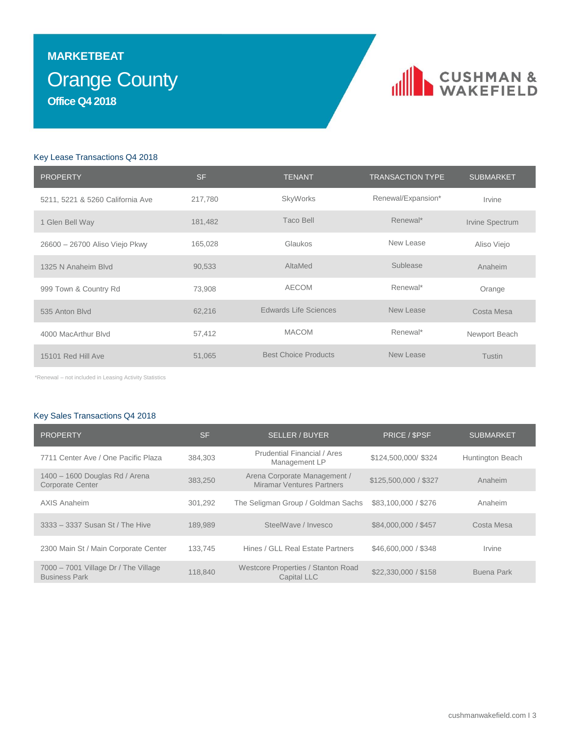MARKETBEAT

# Orange County

**Office Q4 2018**

## Key Lease Transactions Q4 2018

| PROPERTY | SF | TENANT | TRANSACTION TYPE | SUBMARKET |
|---|---|---|---|---|
| 5211, 5221 & 5260 California Ave | 217,780 | SkyWorks | Renewal/Expansion* | Irvine |
| 1 Glen Bell Way | 181,482 | Taco Bell | Renewal* | Irvine Spectrum |
| 26600 – 26700 Aliso Viejo Pkwy | 165,028 | Glaukos | New Lease | Aliso Viejo |
| 1325 N Anaheim Blvd | 90,533 | AltaMed | Sublease | Anaheim |
| 999 Town & Country Rd | 73,908 | AECOM | Renewal* | Orange |
| 535 Anton Blvd | 62,216 | Edwards Life Sciences | New Lease | Costa Mesa |
| 4000 MacArthur Blvd | 57,412 | MACOM | Renewal* | Newport Beach |
| 15101 Red Hill Ave | 51,065 | Best Choice Products | New Lease | Tustin |

*Renewal – not included in Leasing Activity Statistics

## Key Sales Transactions Q4 2018

| PROPERTY | SF | SELLER / BUYER | PRICE / $PSF | SUBMARKET |
|---|---|---|---|---|
| 7711 Center Ave / One Pacific Plaza | 384,303 | Prudential Financial / Ares Management LP | $124,500,000/ $324 | Huntington Beach |
| 1400 – 1600 Douglas Rd / Arena Corporate Center | 383,250 | Arena Corporate Management / Miramar Ventures Partners | $125,500,000 / $327 | Anaheim |
| AXIS Anaheim | 301,292 | The Seligman Group / Goldman Sachs | $83,100,000 / $276 | Anaheim |
| 3333 – 3337 Susan St / The Hive | 189,989 | SteelWave / Invesco | $84,000,000 / $457 | Costa Mesa |
| 2300 Main St / Main Corporate Center | 133,745 | Hines / GLL Real Estate Partners | $46,600,000 / $348 | Irvine |
| 7000 – 7001 Village Dr / The Village Business Park | 118,840 | Westcore Properties / Stanton Road Capital LLC | $22,330,000 / $158 | Buena Park |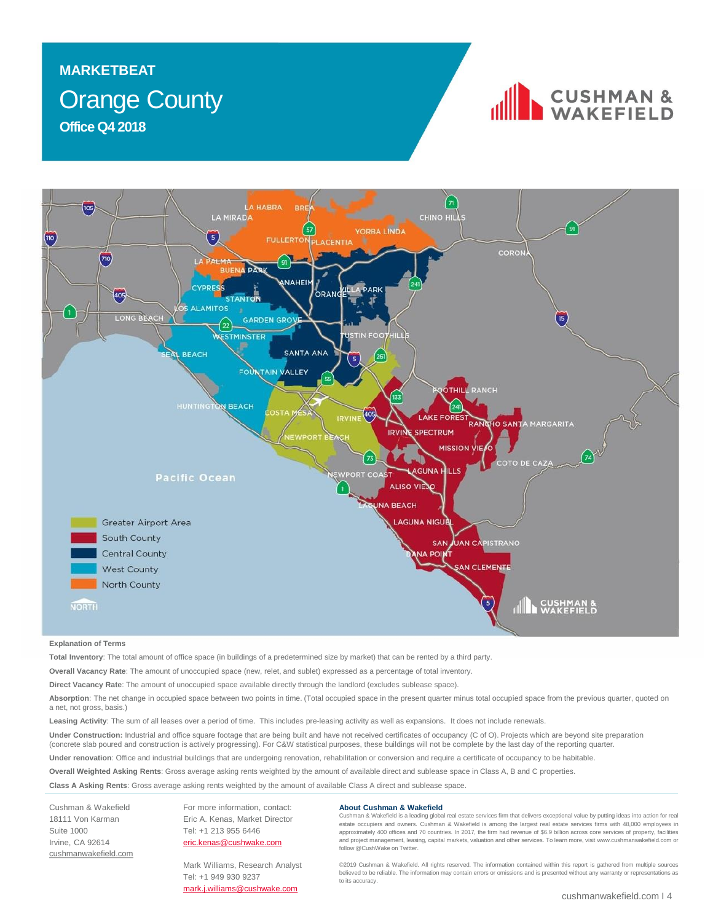# MARKETBEAT

# Orange County

## Office Q4 2018

LA HABRA
BREA
LA MIRADA
YORBA LINDA
CHINO HILLS
FULLERTON
PLACENTIA
CORONA
LA PALMA
BUENA PARK
ANAHEIM
CYPRESS
ORANGE
VILLA PARK
STANTON
LOS ALAMITOS
LONG BEACH
GARDEN GROVE
WESTMINSTER
TUSTIN FOOTHILLS
SEAL BEACH
SANTA ANA
FOUNTAIN VALLEY
FOOTHILL RANCH
HUNTINGTON BEACH
COSTA MESA
IRVINE
LAKE FOREST
RANCHO SANTA MARGARITA
IRVINE SPECTRUM
NEWPORT BEACH
MISSION VIEJO
COTO DE CAZA
NEWPORT COAST
LAGUNA HILLS
ALISO VIEJO
Pacific Ocean
LAGUNA BEACH
LAGUNA NIGUEL
SAN JUAN CAPISTRANO
DANA POINT
SAN CLEMENTE

Greater Airport Area
South County
Central County
West County
North County

NORTH

**Explanation of Terms**

**Total Inventory**: The total amount of office space (in buildings of a predetermined size by market) that can be rented by a third party.

**Overall Vacancy Rate**: The amount of unoccupied space (new, relet, and sublet) expressed as a percentage of total inventory.

**Direct Vacancy Rate**: The amount of unoccupied space available directly through the landlord (excludes sublease space).

**Absorption**: The net change in occupied space between two points in time. (Total occupied space in the present quarter minus total occupied space from the previous quarter, quoted on a net, not gross, basis.)

**Leasing Activity**: The sum of all leases over a period of time. This includes pre-leasing activity as well as expansions. It does not include renewals.

**Under Construction:** Industrial and office square footage that are being built and have not received certificates of occupancy (C of O). Projects which are beyond site preparation (concrete slab poured and construction is actively progressing). For C&W statistical purposes, these buildings will not be complete by the last day of the reporting quarter.

**Under renovation**: Office and industrial buildings that are undergoing renovation, rehabilitation or conversion and require a certificate of occupancy to be habitable.

**Overall Weighted Asking Rents**: Gross average asking rents weighted by the amount of available direct and sublease space in Class A, B and C properties.

**Class A Asking Rents**: Gross average asking rents weighted by the amount of available Class A direct and sublease space.

Cushman & Wakefield
18111 Von Karman
Suite 1000
Irvine, CA 92614
cushmanwakefield.com

For more information, contact:
Eric A. Kenas, Market Director
Tel: +1 213 955 6446
eric.kenas@cushwake.com

Mark Williams, Research Analyst
Tel: +1 949 930 9237
mark.j.williams@cushwake.com

**About Cushman & Wakefield**

Cushman & Wakefield is a leading global real estate services firm that delivers exceptional value by putting ideas into action for real estate occupiers and owners. Cushman & Wakefield is among the largest real estate services firms with 48,000 employees in approximately 400 offices and 70 countries. In 2017, the firm had revenue of $6.9 billion across core services of property, facilities and project management, leasing, capital markets, valuation and other services. To learn more, visit www.cushmanwakefield.com or follow @CushWake on Twitter.

©2019 Cushman & Wakefield. All rights reserved. The information contained within this report is gathered from multiple sources believed to be reliable. The information may contain errors or omissions and is presented without any warranty or representations as to its accuracy.

cushmanwakefield.com